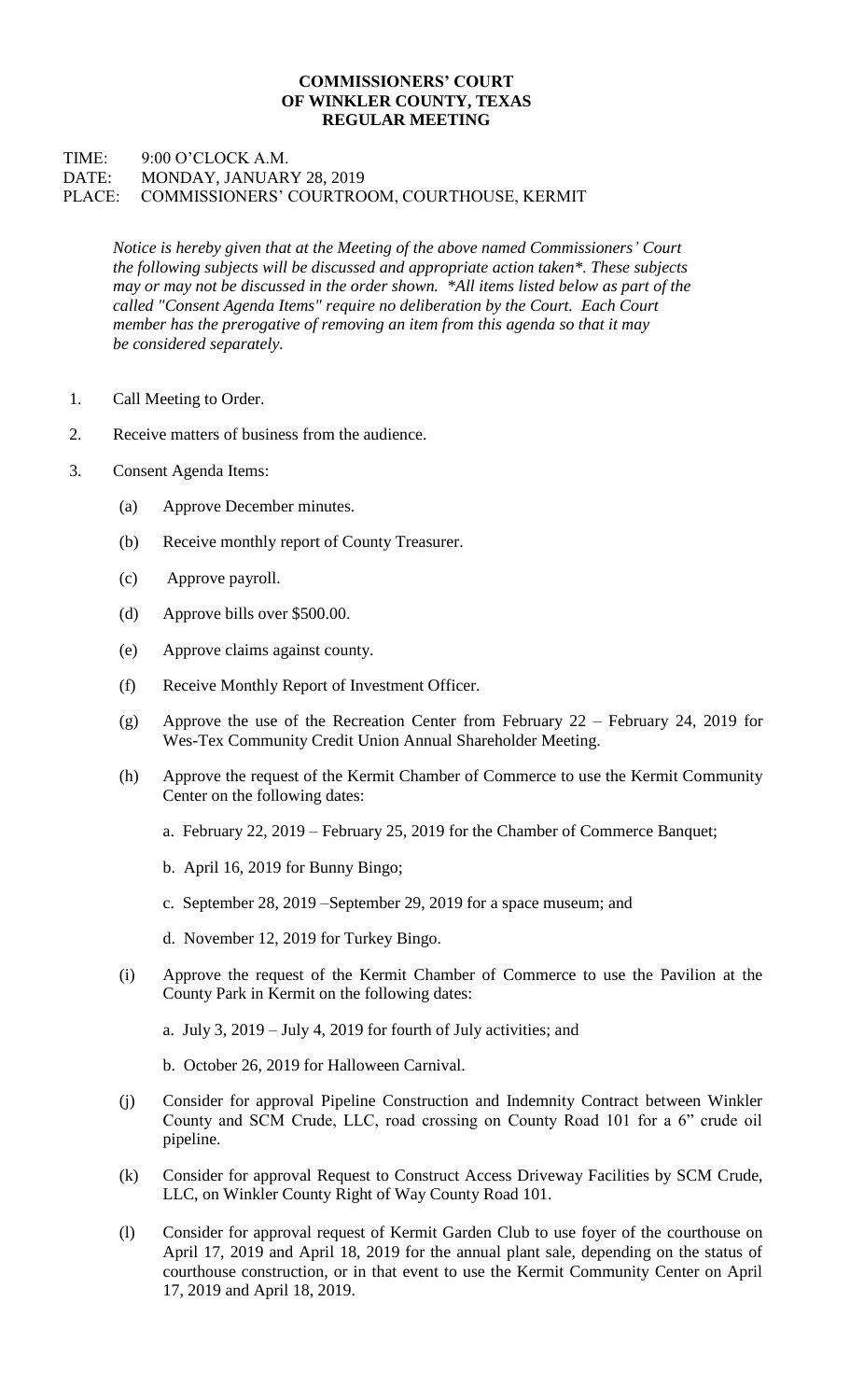**COMMISSIONERS' COURT**
**OF WINKLER COUNTY, TEXAS**
**REGULAR MEETING**

TIME: 9:00 O'CLOCK A.M.
DATE: MONDAY, JANUARY 28, 2019
PLACE: COMMISSIONERS' COURTROOM, COURTHOUSE, KERMIT

*Notice is hereby given that at the Meeting of the above named Commissioners' Court the following subjects will be discussed and appropriate action taken\*. These subjects may or may not be discussed in the order shown. \*All items listed below as part of the called "Consent Agenda Items" require no deliberation by the Court. Each Court member has the prerogative of removing an item from this agenda so that it may be considered separately.*

1. Call Meeting to Order.
2. Receive matters of business from the audience.
3. Consent Agenda Items:

   (a) Approve December minutes.

   (b) Receive monthly report of County Treasurer.

   (c) Approve payroll.

   (d) Approve bills over $500.00.

   (e) Approve claims against county.

   (f) Receive Monthly Report of Investment Officer.

   (g) Approve the use of the Recreation Center from February 22 – February 24, 2019 for Wes-Tex Community Credit Union Annual Shareholder Meeting.

   (h) Approve the request of the Kermit Chamber of Commerce to use the Kermit Community Center on the following dates:

      a. February 22, 2019 – February 25, 2019 for the Chamber of Commerce Banquet;

      b. April 16, 2019 for Bunny Bingo;

      c. September 28, 2019 –September 29, 2019 for a space museum; and

      d. November 12, 2019 for Turkey Bingo.

   (i) Approve the request of the Kermit Chamber of Commerce to use the Pavilion at the County Park in Kermit on the following dates:

      a. July 3, 2019 – July 4, 2019 for fourth of July activities; and

      b. October 26, 2019 for Halloween Carnival.

   (j) Consider for approval Pipeline Construction and Indemnity Contract between Winkler County and SCM Crude, LLC, road crossing on County Road 101 for a 6" crude oil pipeline.

   (k) Consider for approval Request to Construct Access Driveway Facilities by SCM Crude, LLC, on Winkler County Right of Way County Road 101.

   (l) Consider for approval request of Kermit Garden Club to use foyer of the courthouse on April 17, 2019 and April 18, 2019 for the annual plant sale, depending on the status of courthouse construction, or in that event to use the Kermit Community Center on April 17, 2019 and April 18, 2019.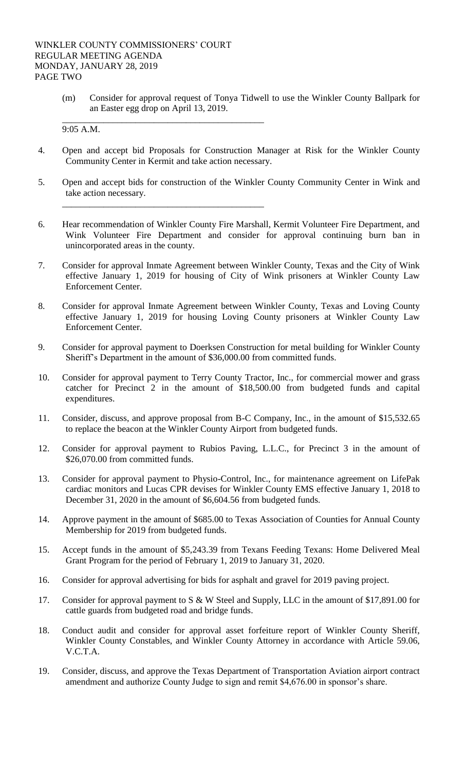(m) Consider for approval request of Tonya Tidwell to use the Winkler County Ballpark for an Easter egg drop on April 13, 2019.

---

9:05 A.M.

4. Open and accept bid Proposals for Construction Manager at Risk for the Winkler County Community Center in Kermit and take action necessary.

5. Open and accept bids for construction of the Winkler County Community Center in Wink and take action necessary.

---

6. Hear recommendation of Winkler County Fire Marshall, Kermit Volunteer Fire Department, and Wink Volunteer Fire Department and consider for approval continuing burn ban in unincorporated areas in the county.

7. Consider for approval Inmate Agreement between Winkler County, Texas and the City of Wink effective January 1, 2019 for housing of City of Wink prisoners at Winkler County Law Enforcement Center.

8. Consider for approval Inmate Agreement between Winkler County, Texas and Loving County effective January 1, 2019 for housing Loving County prisoners at Winkler County Law Enforcement Center.

9. Consider for approval payment to Doerksen Construction for metal building for Winkler County Sheriff's Department in the amount of $36,000.00 from committed funds.

10. Consider for approval payment to Terry County Tractor, Inc., for commercial mower and grass catcher for Precinct 2 in the amount of $18,500.00 from budgeted funds and capital expenditures.

11. Consider, discuss, and approve proposal from B-C Company, Inc., in the amount of $15,532.65 to replace the beacon at the Winkler County Airport from budgeted funds.

12. Consider for approval payment to Rubios Paving, L.L.C., for Precinct 3 in the amount of $26,070.00 from committed funds.

13. Consider for approval payment to Physio-Control, Inc., for maintenance agreement on LifePak cardiac monitors and Lucas CPR devises for Winkler County EMS effective January 1, 2018 to December 31, 2020 in the amount of $6,604.56 from budgeted funds.

14. Approve payment in the amount of $685.00 to Texas Association of Counties for Annual County Membership for 2019 from budgeted funds.

15. Accept funds in the amount of $5,243.39 from Texans Feeding Texans: Home Delivered Meal Grant Program for the period of February 1, 2019 to January 31, 2020.

16. Consider for approval advertising for bids for asphalt and gravel for 2019 paving project.

17. Consider for approval payment to S & W Steel and Supply, LLC in the amount of $17,891.00 for cattle guards from budgeted road and bridge funds.

18. Conduct audit and consider for approval asset forfeiture report of Winkler County Sheriff, Winkler County Constables, and Winkler County Attorney in accordance with Article 59.06, V.C.T.A.

19. Consider, discuss, and approve the Texas Department of Transportation Aviation airport contract amendment and authorize County Judge to sign and remit $4,676.00 in sponsor's share.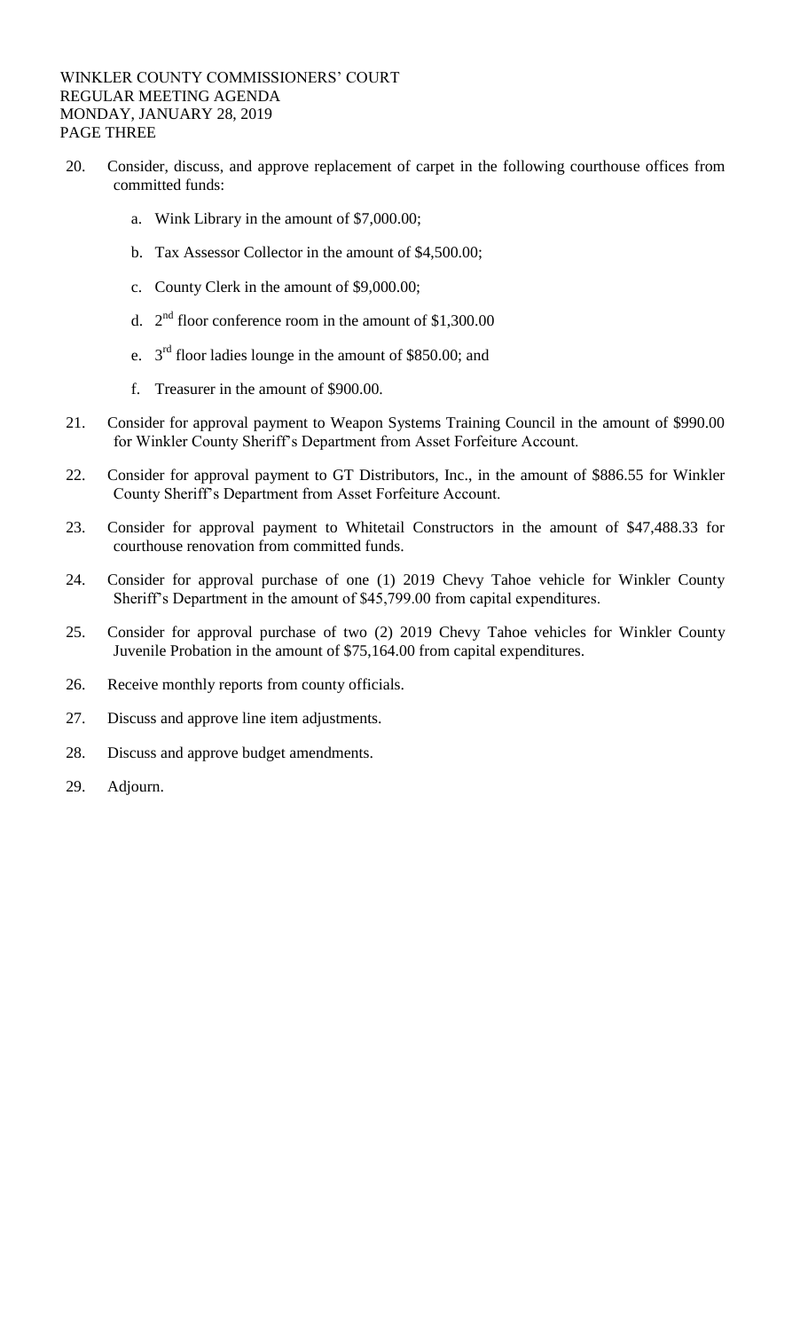20. Consider, discuss, and approve replacement of carpet in the following courthouse offices from committed funds:

    a. Wink Library in the amount of $7,000.00;

    b. Tax Assessor Collector in the amount of $4,500.00;

    c. County Clerk in the amount of $9,000.00;

    d. 2nd floor conference room in the amount of $1,300.00

    e. 3rd floor ladies lounge in the amount of $850.00; and

    f. Treasurer in the amount of $900.00.

21. Consider for approval payment to Weapon Systems Training Council in the amount of $990.00 for Winkler County Sheriff's Department from Asset Forfeiture Account.

22. Consider for approval payment to GT Distributors, Inc., in the amount of $886.55 for Winkler County Sheriff's Department from Asset Forfeiture Account.

23. Consider for approval payment to Whitetail Constructors in the amount of $47,488.33 for courthouse renovation from committed funds.

24. Consider for approval purchase of one (1) 2019 Chevy Tahoe vehicle for Winkler County Sheriff's Department in the amount of $45,799.00 from capital expenditures.

25. Consider for approval purchase of two (2) 2019 Chevy Tahoe vehicles for Winkler County Juvenile Probation in the amount of $75,164.00 from capital expenditures.

26. Receive monthly reports from county officials.

27. Discuss and approve line item adjustments.

28. Discuss and approve budget amendments.

29. Adjourn.